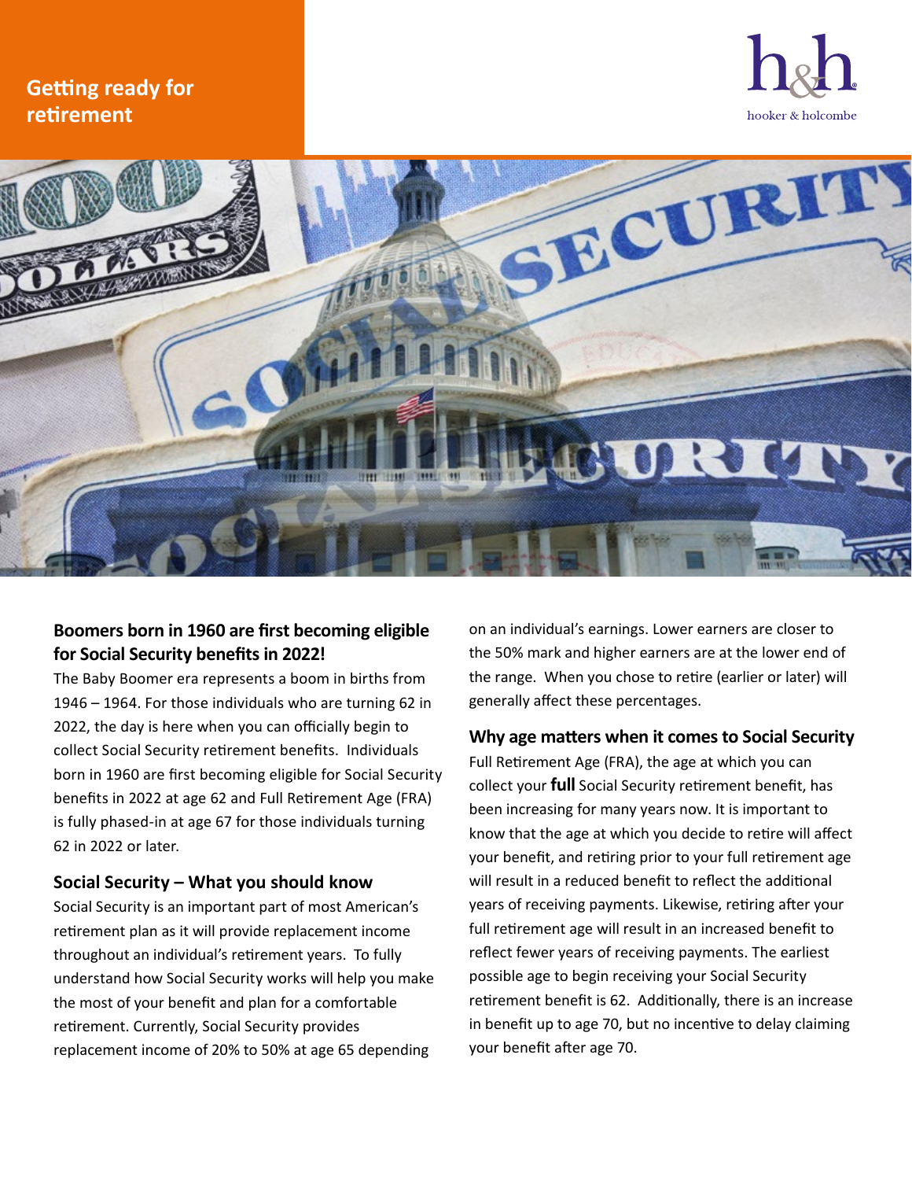# Getting ready for retirement

hooker & holcombe

## Boomers born in 1960 are first becoming eligible for Social Security benefits in 2022!

The Baby Boomer era represents a boom in births from 1946 – 1964. For those individuals who are turning 62 in 2022, the day is here when you can officially begin to collect Social Security retirement benefits. Individuals born in 1960 are first becoming eligible for Social Security benefits in 2022 at age 62 and Full Retirement Age (FRA) is fully phased-in at age 67 for those individuals turning 62 in 2022 or later.

## Social Security – What you should know

Social Security is an important part of most American's retirement plan as it will provide replacement income throughout an individual's retirement years. To fully understand how Social Security works will help you make the most of your benefit and plan for a comfortable retirement. Currently, Social Security provides replacement income of 20% to 50% at age 65 depending on an individual's earnings. Lower earners are closer to the 50% mark and higher earners are at the lower end of the range. When you chose to retire (earlier or later) will generally affect these percentages.

## Why age matters when it comes to Social Security

Full Retirement Age (FRA), the age at which you can collect your **full** Social Security retirement benefit, has been increasing for many years now. It is important to know that the age at which you decide to retire will affect your benefit, and retiring prior to your full retirement age will result in a reduced benefit to reflect the additional years of receiving payments. Likewise, retiring after your full retirement age will result in an increased benefit to reflect fewer years of receiving payments. The earliest possible age to begin receiving your Social Security retirement benefit is 62. Additionally, there is an increase in benefit up to age 70, but no incentive to delay claiming your benefit after age 70.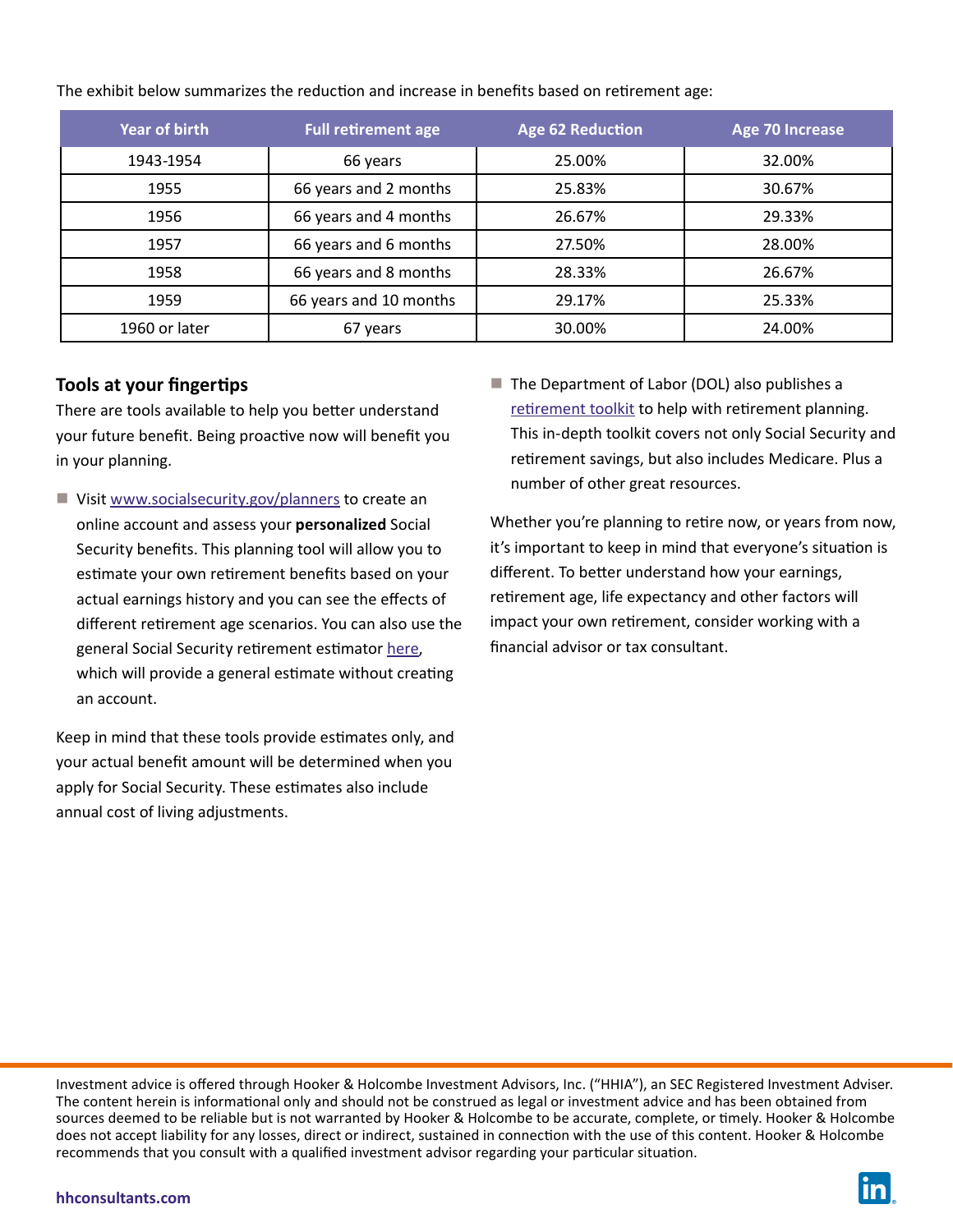The exhibit below summarizes the reduction and increase in benefits based on retirement age:

| Year of birth | Full retirement age | Age 62 Reduction | Age 70 Increase |
| --- | --- | --- | --- |
| 1943-1954 | 66 years | 25.00% | 32.00% |
| 1955 | 66 years and 2 months | 25.83% | 30.67% |
| 1956 | 66 years and 4 months | 26.67% | 29.33% |
| 1957 | 66 years and 6 months | 27.50% | 28.00% |
| 1958 | 66 years and 8 months | 28.33% | 26.67% |
| 1959 | 66 years and 10 months | 29.17% | 25.33% |
| 1960 or later | 67 years | 30.00% | 24.00% |

## Tools at your fingertips

There are tools available to help you better understand your future benefit. Being proactive now will benefit you in your planning.

- Visit www.socialsecurity.gov/planners to create an online account and assess your **personalized** Social Security benefits. This planning tool will allow you to estimate your own retirement benefits based on your actual earnings history and you can see the effects of different retirement age scenarios. You can also use the general Social Security retirement estimator here, which will provide a general estimate without creating an account.

Keep in mind that these tools provide estimates only, and your actual benefit amount will be determined when you apply for Social Security. These estimates also include annual cost of living adjustments.

- The Department of Labor (DOL) also publishes a retirement toolkit to help with retirement planning. This in-depth toolkit covers not only Social Security and retirement savings, but also includes Medicare. Plus a number of other great resources.

Whether you're planning to retire now, or years from now, it's important to keep in mind that everyone's situation is different. To better understand how your earnings, retirement age, life expectancy and other factors will impact your own retirement, consider working with a financial advisor or tax consultant.

Investment advice is offered through Hooker & Holcombe Investment Advisors, Inc. ("HHIA"), an SEC Registered Investment Adviser. The content herein is informational only and should not be construed as legal or investment advice and has been obtained from sources deemed to be reliable but is not warranted by Hooker & Holcombe to be accurate, complete, or timely. Hooker & Holcombe does not accept liability for any losses, direct or indirect, sustained in connection with the use of this content. Hooker & Holcombe recommends that you consult with a qualified investment advisor regarding your particular situation.

**hhconsultants.com**